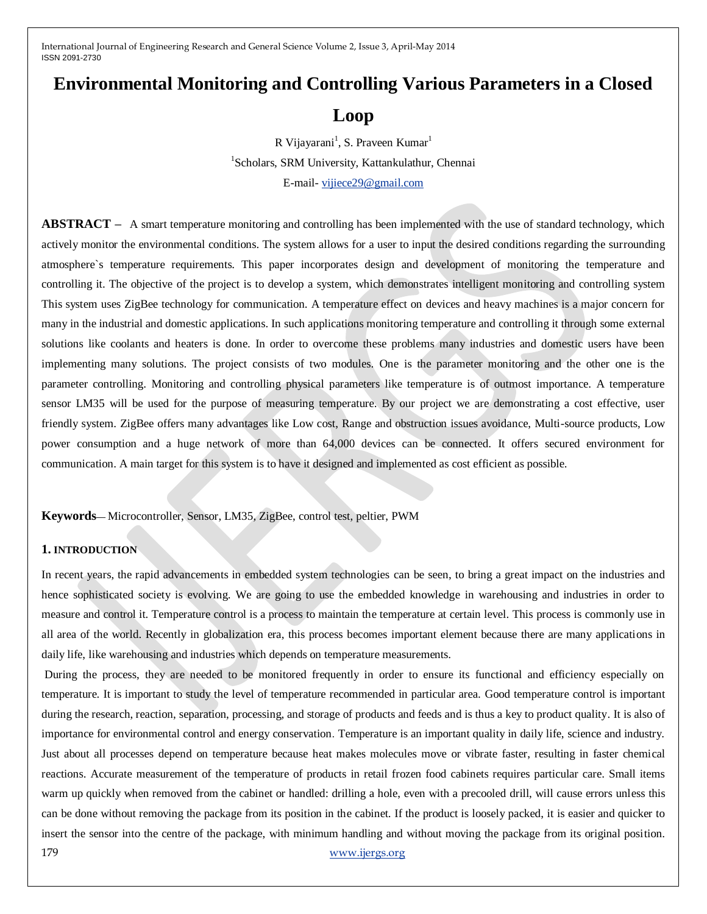# Environmental Monitoring and Controlling Various Parameters in a Closed Loop

R Vijayarani[1], S. Praveen Kumar[1]

[1]Scholars, SRM University, Kattankulathur, Chennai

E-mail- vijiece29@gmail.com

**ABSTRACT –** A smart temperature monitoring and controlling has been implemented with the use of standard technology, which actively monitor the environmental conditions. The system allows for a user to input the desired conditions regarding the surrounding atmosphere`s temperature requirements. This paper incorporates design and development of monitoring the temperature and controlling it. The objective of the project is to develop a system, which demonstrates intelligent monitoring and controlling system This system uses ZigBee technology for communication. A temperature effect on devices and heavy machines is a major concern for many in the industrial and domestic applications. In such applications monitoring temperature and controlling it through some external solutions like coolants and heaters is done. In order to overcome these problems many industries and domestic users have been implementing many solutions. The project consists of two modules. One is the parameter monitoring and the other one is the parameter controlling. Monitoring and controlling physical parameters like temperature is of outmost importance. A temperature sensor LM35 will be used for the purpose of measuring temperature. By our project we are demonstrating a cost effective, user friendly system. ZigBee offers many advantages like Low cost, Range and obstruction issues avoidance, Multi-source products, Low power consumption and a huge network of more than 64,000 devices can be connected. It offers secured environment for communication. A main target for this system is to have it designed and implemented as cost efficient as possible.

**Keywords**— Microcontroller, Sensor, LM35, ZigBee, control test, peltier, PWM

## 1. INTRODUCTION

In recent years, the rapid advancements in embedded system technologies can be seen, to bring a great impact on the industries and hence sophisticated society is evolving. We are going to use the embedded knowledge in warehousing and industries in order to measure and control it. Temperature control is a process to maintain the temperature at certain level. This process is commonly use in all area of the world. Recently in globalization era, this process becomes important element because there are many applications in daily life, like warehousing and industries which depends on temperature measurements.

During the process, they are needed to be monitored frequently in order to ensure its functional and efficiency especially on temperature. It is important to study the level of temperature recommended in particular area. Good temperature control is important during the research, reaction, separation, processing, and storage of products and feeds and is thus a key to product quality. It is also of importance for environmental control and energy conservation. Temperature is an important quality in daily life, science and industry. Just about all processes depend on temperature because heat makes molecules move or vibrate faster, resulting in faster chemical reactions. Accurate measurement of the temperature of products in retail frozen food cabinets requires particular care. Small items warm up quickly when removed from the cabinet or handled: drilling a hole, even with a precooled drill, will cause errors unless this can be done without removing the package from its position in the cabinet. If the product is loosely packed, it is easier and quicker to insert the sensor into the centre of the package, with minimum handling and without moving the package from its original position.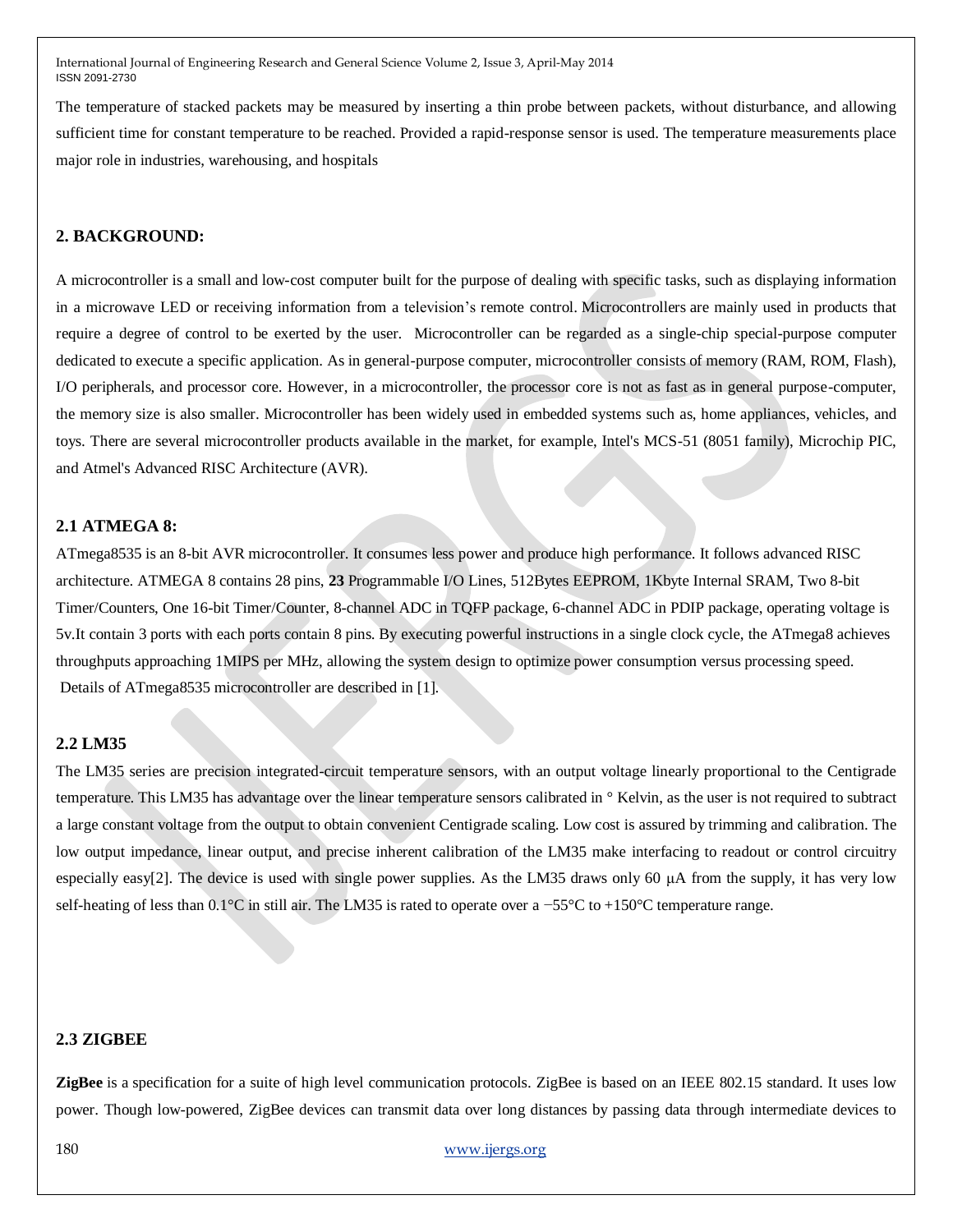The temperature of stacked packets may be measured by inserting a thin probe between packets, without disturbance, and allowing sufficient time for constant temperature to be reached. Provided a rapid-response sensor is used. The temperature measurements place major role in industries, warehousing, and hospitals

## 2. BACKGROUND:

A microcontroller is a small and low-cost computer built for the purpose of dealing with specific tasks, such as displaying information in a microwave LED or receiving information from a television's remote control. Microcontrollers are mainly used in products that require a degree of control to be exerted by the user. Microcontroller can be regarded as a single-chip special-purpose computer dedicated to execute a specific application. As in general-purpose computer, microcontroller consists of memory (RAM, ROM, Flash), I/O peripherals, and processor core. However, in a microcontroller, the processor core is not as fast as in general purpose-computer, the memory size is also smaller. Microcontroller has been widely used in embedded systems such as, home appliances, vehicles, and toys. There are several microcontroller products available in the market, for example, Intel's MCS-51 (8051 family), Microchip PIC, and Atmel's Advanced RISC Architecture (AVR).

### 2.1 ATMEGA 8:

ATmega8535 is an 8-bit AVR microcontroller. It consumes less power and produce high performance. It follows advanced RISC architecture. ATMEGA 8 contains 28 pins, **23** Programmable I/O Lines, 512Bytes EEPROM, 1Kbyte Internal SRAM, Two 8-bit Timer/Counters, One 16-bit Timer/Counter, 8-channel ADC in TQFP package, 6-channel ADC in PDIP package, operating voltage is 5v.It contain 3 ports with each ports contain 8 pins. By executing powerful instructions in a single clock cycle, the ATmega8 achieves throughputs approaching 1MIPS per MHz, allowing the system design to optimize power consumption versus processing speed. Details of ATmega8535 microcontroller are described in [1].

### 2.2 LM35

The LM35 series are precision integrated-circuit temperature sensors, with an output voltage linearly proportional to the Centigrade temperature. This LM35 has advantage over the linear temperature sensors calibrated in ° Kelvin, as the user is not required to subtract a large constant voltage from the output to obtain convenient Centigrade scaling. Low cost is assured by trimming and calibration. The low output impedance, linear output, and precise inherent calibration of the LM35 make interfacing to readout or control circuitry especially easy[2]. The device is used with single power supplies. As the LM35 draws only 60 μA from the supply, it has very low self-heating of less than 0.1°C in still air. The LM35 is rated to operate over a −55°C to +150°C temperature range.

### 2.3 ZIGBEE

**ZigBee** is a specification for a suite of high level communication protocols. ZigBee is based on an IEEE 802.15 standard. It uses low power. Though low-powered, ZigBee devices can transmit data over long distances by passing data through intermediate devices to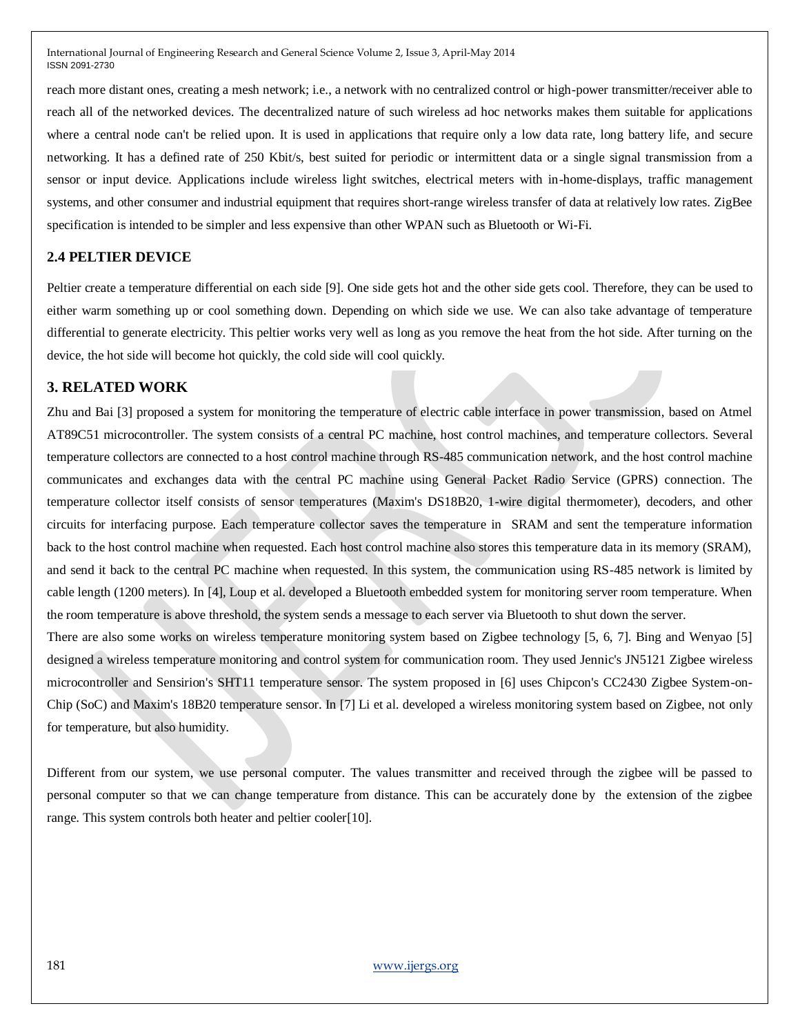reach more distant ones, creating a mesh network; i.e., a network with no centralized control or high-power transmitter/receiver able to reach all of the networked devices. The decentralized nature of such wireless ad hoc networks makes them suitable for applications where a central node can't be relied upon. It is used in applications that require only a low data rate, long battery life, and secure networking. It has a defined rate of 250 Kbit/s, best suited for periodic or intermittent data or a single signal transmission from a sensor or input device. Applications include wireless light switches, electrical meters with in-home-displays, traffic management systems, and other consumer and industrial equipment that requires short-range wireless transfer of data at relatively low rates. ZigBee specification is intended to be simpler and less expensive than other WPAN such as Bluetooth or Wi-Fi.

### 2.4 PELTIER DEVICE

Peltier create a temperature differential on each side [9]. One side gets hot and the other side gets cool. Therefore, they can be used to either warm something up or cool something down. Depending on which side we use. We can also take advantage of temperature differential to generate electricity. This peltier works very well as long as you remove the heat from the hot side. After turning on the device, the hot side will become hot quickly, the cold side will cool quickly.

## 3. RELATED WORK

Zhu and Bai [3] proposed a system for monitoring the temperature of electric cable interface in power transmission, based on Atmel AT89C51 microcontroller. The system consists of a central PC machine, host control machines, and temperature collectors. Several temperature collectors are connected to a host control machine through RS-485 communication network, and the host control machine communicates and exchanges data with the central PC machine using General Packet Radio Service (GPRS) connection. The temperature collector itself consists of sensor temperatures (Maxim's DS18B20, 1-wire digital thermometer), decoders, and other circuits for interfacing purpose. Each temperature collector saves the temperature in SRAM and sent the temperature information back to the host control machine when requested. Each host control machine also stores this temperature data in its memory (SRAM), and send it back to the central PC machine when requested. In this system, the communication using RS-485 network is limited by cable length (1200 meters). In [4], Loup et al. developed a Bluetooth embedded system for monitoring server room temperature. When the room temperature is above threshold, the system sends a message to each server via Bluetooth to shut down the server.

There are also some works on wireless temperature monitoring system based on Zigbee technology [5, 6, 7]. Bing and Wenyao [5] designed a wireless temperature monitoring and control system for communication room. They used Jennic's JN5121 Zigbee wireless microcontroller and Sensirion's SHT11 temperature sensor. The system proposed in [6] uses Chipcon's CC2430 Zigbee System-on-Chip (SoC) and Maxim's 18B20 temperature sensor. In [7] Li et al. developed a wireless monitoring system based on Zigbee, not only for temperature, but also humidity.

Different from our system, we use personal computer. The values transmitter and received through the zigbee will be passed to personal computer so that we can change temperature from distance. This can be accurately done by the extension of the zigbee range. This system controls both heater and peltier cooler[10].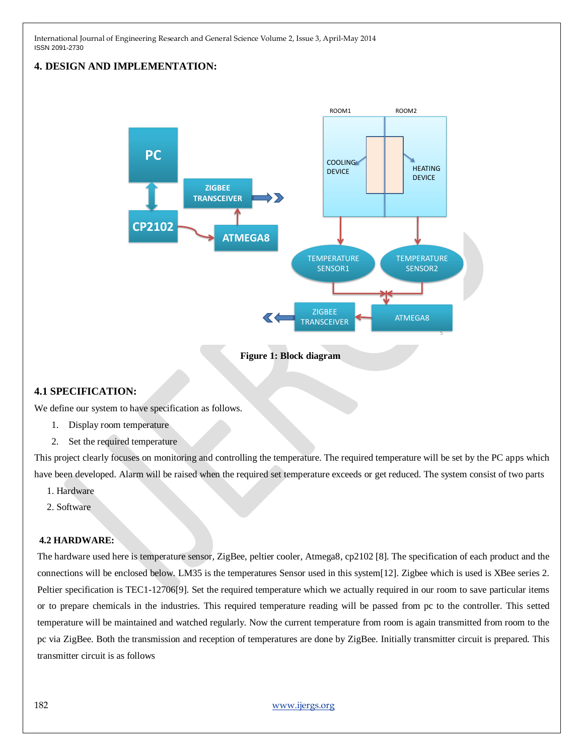## 4. DESIGN AND IMPLEMENTATION:

Figure 1: Block diagram

### 4.1 SPECIFICATION:

We define our system to have specification as follows.

1. Display room temperature
2. Set the required temperature

This project clearly focuses on monitoring and controlling the temperature. The required temperature will be set by the PC apps which have been developed. Alarm will be raised when the required set temperature exceeds or get reduced. The system consist of two parts

1. Hardware
2. Software

### 4.2 HARDWARE:

The hardware used here is temperature sensor, ZigBee, peltier cooler, Atmega8, cp2102 [8]. The specification of each product and the connections will be enclosed below. LM35 is the temperatures Sensor used in this system[12]. Zigbee which is used is XBee series 2. Peltier specification is TEC1-12706[9]. Set the required temperature which we actually required in our room to save particular items or to prepare chemicals in the industries. This required temperature reading will be passed from pc to the controller. This setted temperature will be maintained and watched regularly. Now the current temperature from room is again transmitted from room to the pc via ZigBee. Both the transmission and reception of temperatures are done by ZigBee. Initially transmitter circuit is prepared. This transmitter circuit is as follows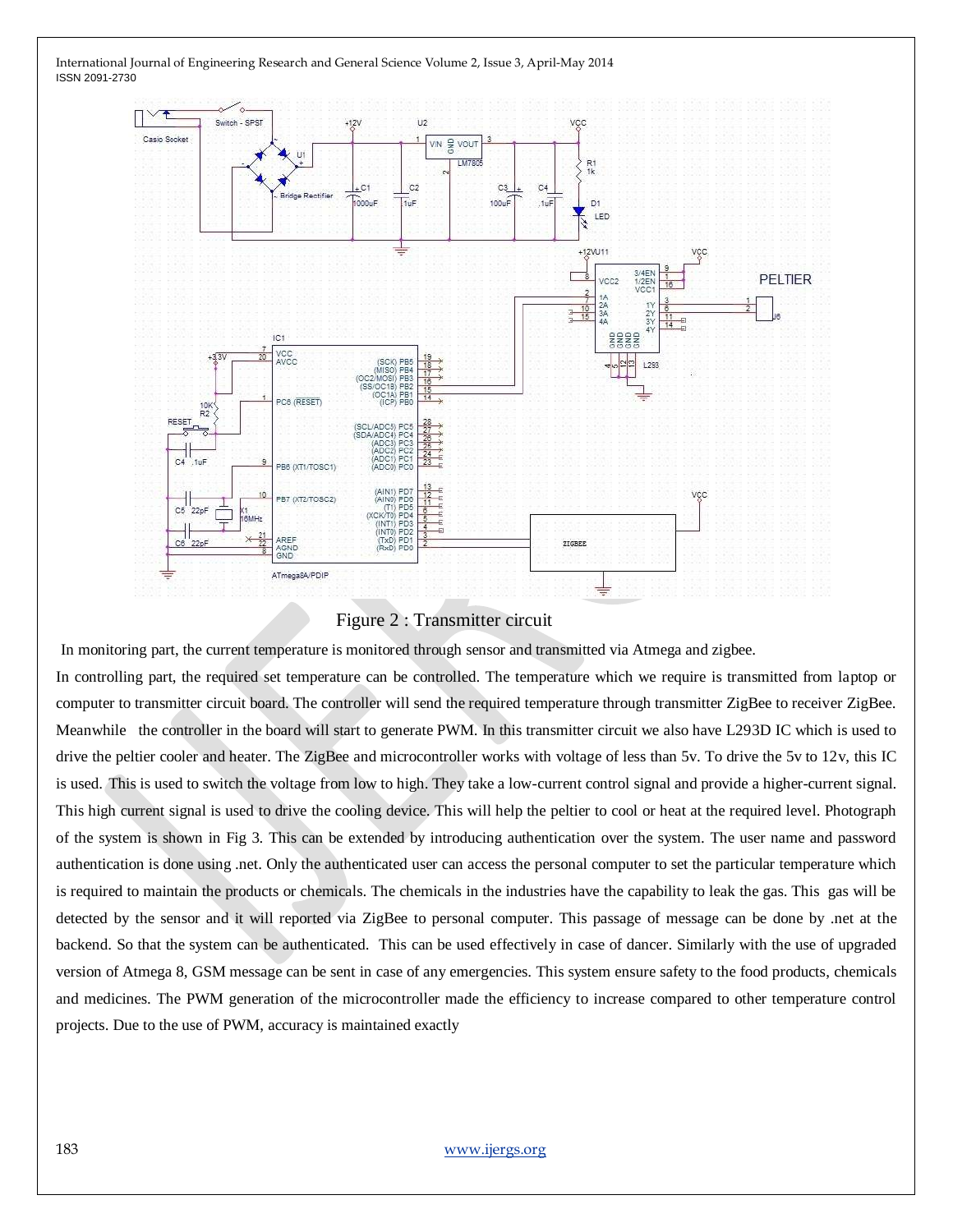Figure 2 : Transmitter circuit

In monitoring part, the current temperature is monitored through sensor and transmitted via Atmega and zigbee.

In controlling part, the required set temperature can be controlled. The temperature which we require is transmitted from laptop or computer to transmitter circuit board. The controller will send the required temperature through transmitter ZigBee to receiver ZigBee. Meanwhile the controller in the board will start to generate PWM. In this transmitter circuit we also have L293D IC which is used to drive the peltier cooler and heater. The ZigBee and microcontroller works with voltage of less than 5v. To drive the 5v to 12v, this IC is used. This is used to switch the voltage from low to high. They take a low-current control signal and provide a higher-current signal. This high current signal is used to drive the cooling device. This will help the peltier to cool or heat at the required level. Photograph of the system is shown in Fig 3. This can be extended by introducing authentication over the system. The user name and password authentication is done using .net. Only the authenticated user can access the personal computer to set the particular temperature which is required to maintain the products or chemicals. The chemicals in the industries have the capability to leak the gas. This gas will be detected by the sensor and it will reported via ZigBee to personal computer. This passage of message can be done by .net at the backend. So that the system can be authenticated. This can be used effectively in case of dancer. Similarly with the use of upgraded version of Atmega 8, GSM message can be sent in case of any emergencies. This system ensure safety to the food products, chemicals and medicines. The PWM generation of the microcontroller made the efficiency to increase compared to other temperature control projects. Due to the use of PWM, accuracy is maintained exactly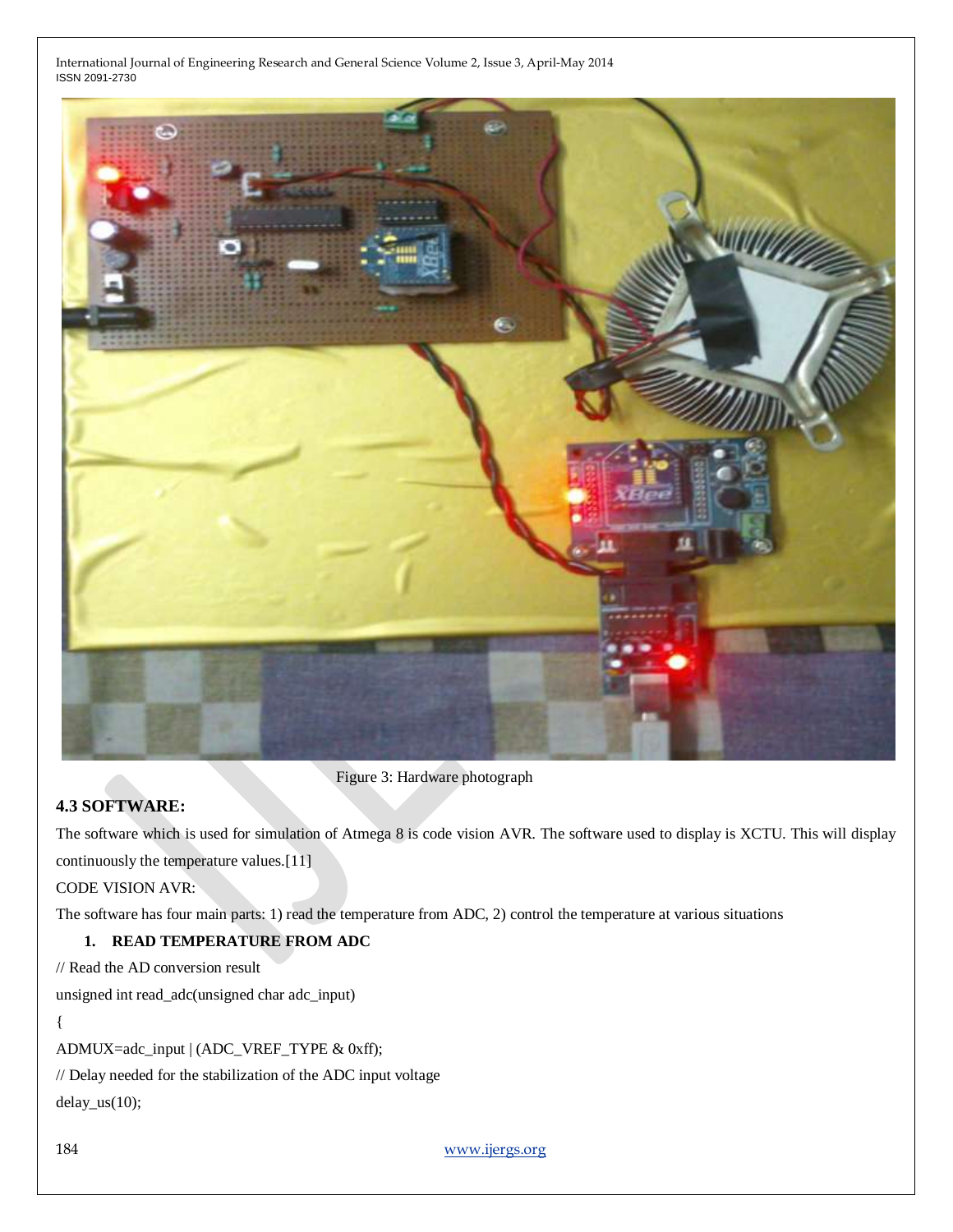Figure 3: Hardware photograph

### 4.3 SOFTWARE:

The software which is used for simulation of Atmega 8 is code vision AVR. The software used to display is XCTU. This will display continuously the temperature values.[11]

CODE VISION AVR:

The software has four main parts: 1) read the temperature from ADC, 2) control the temperature at various situations

1. **READ TEMPERATURE FROM ADC**

```
// Read the AD conversion result
unsigned int read_adc(unsigned char adc_input)
{
ADMUX=adc_input | (ADC_VREF_TYPE & 0xff);
// Delay needed for the stabilization of the ADC input voltage
delay_us(10);
```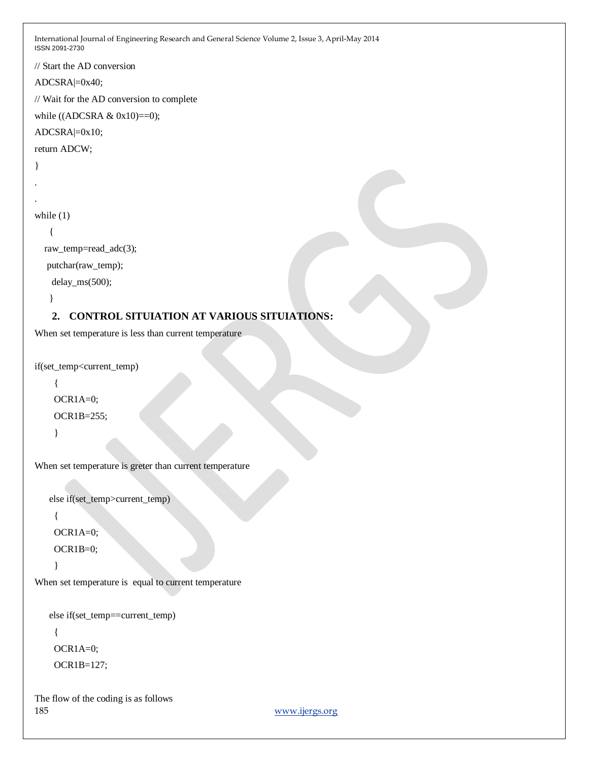```
// Start the AD conversion
ADCSRA|=0x40;
// Wait for the AD conversion to complete
while ((ADCSRA & 0x10)==0);
ADCSRA|=0x10;
return ADCW;
}
.
.
while (1)
  {
  raw_temp=read_adc(3);
   putchar(raw_temp);
    delay_ms(500);
  }
```

## 2. CONTROL SITUIATION AT VARIOUS SITUIATIONS:

When set temperature is less than current temperature

```
if(set_temp<current_temp)
  {
  OCR1A=0;
  OCR1B=255;
  }
```

When set temperature is greter than current temperature

```
else if(set_temp>current_temp)
  {
  OCR1A=0;
  OCR1B=0;
  }
```

When set temperature is  equal to current temperature

```
else if(set_temp==current_temp)
  {
  OCR1A=0;
  OCR1B=127;
```

The flow of the coding is as follows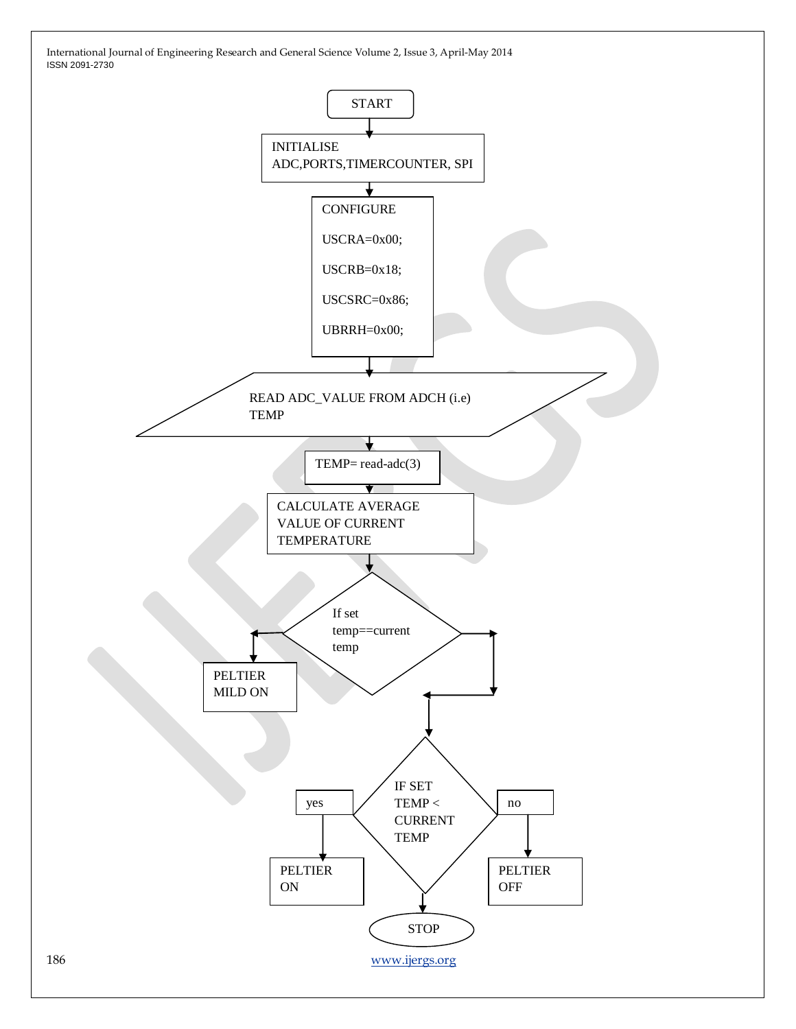START

INITIALISE ADC,PORTS,TIMERCOUNTER, SPI

CONFIGURE

USCRA=0x00;

USCRB=0x18;

USCSRC=0x86;

UBRRH=0x00;

READ ADC_VALUE FROM ADCH (i.e) TEMP

TEMP= read-adc(3)

CALCULATE AVERAGE VALUE OF CURRENT TEMPERATURE

If set temp==current temp

PELTIER MILD ON

IF SET TEMP < CURRENT TEMP

yes

no

PELTIER ON

PELTIER OFF

STOP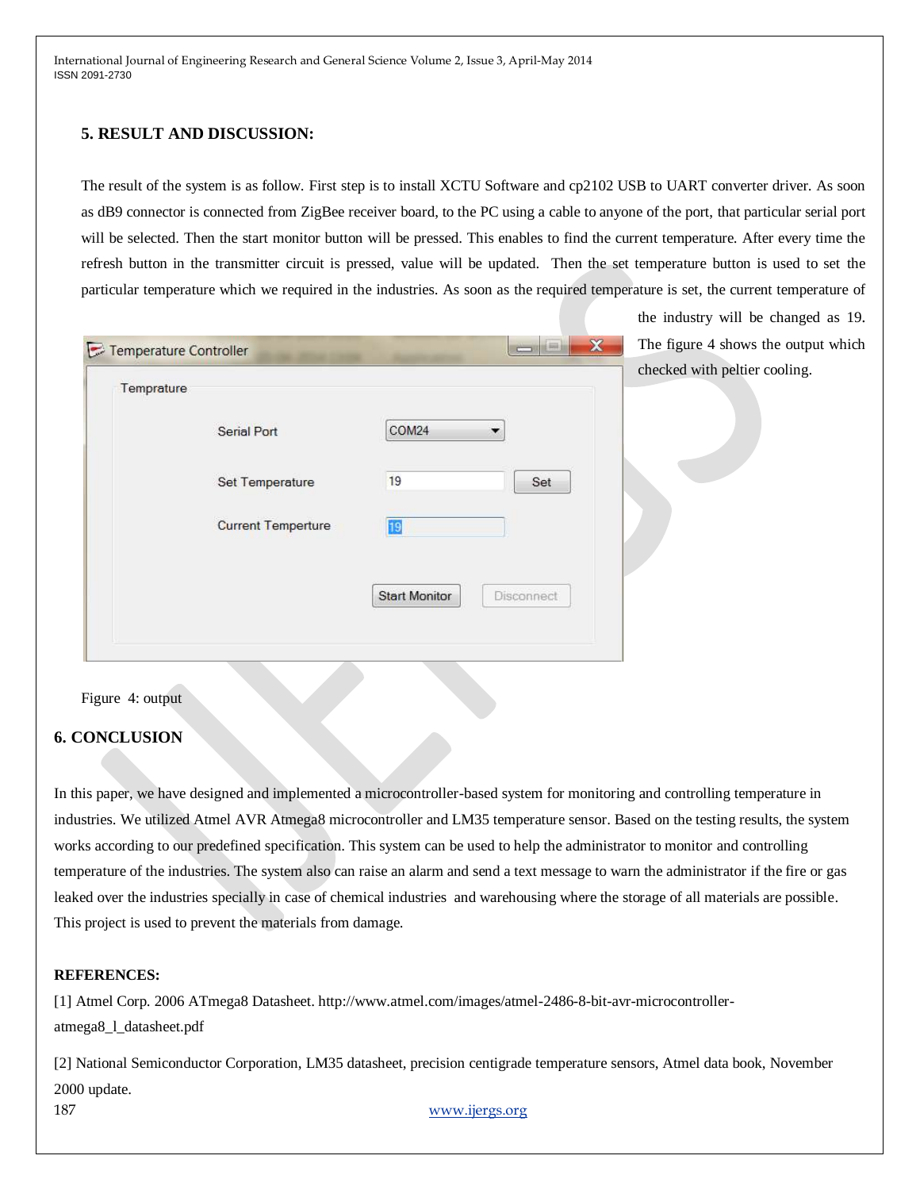## 5. RESULT AND DISCUSSION:

The result of the system is as follow. First step is to install XCTU Software and cp2102 USB to UART converter driver. As soon as dB9 connector is connected from ZigBee receiver board, to the PC using a cable to anyone of the port, that particular serial port will be selected. Then the start monitor button will be pressed. This enables to find the current temperature. After every time the refresh button in the transmitter circuit is pressed, value will be updated. Then the set temperature button is used to set the particular temperature which we required in the industries. As soon as the required temperature is set, the current temperature of the industry will be changed as 19. The figure 4 shows the output which checked with peltier cooling.

Figure 4: output

## 6. CONCLUSION

In this paper, we have designed and implemented a microcontroller-based system for monitoring and controlling temperature in industries. We utilized Atmel AVR Atmega8 microcontroller and LM35 temperature sensor. Based on the testing results, the system works according to our predefined specification. This system can be used to help the administrator to monitor and controlling temperature of the industries. The system also can raise an alarm and send a text message to warn the administrator if the fire or gas leaked over the industries specially in case of chemical industries and warehousing where the storage of all materials are possible. This project is used to prevent the materials from damage.

**REFERENCES:**

[1] Atmel Corp. 2006 ATmega8 Datasheet. http://www.atmel.com/images/atmel-2486-8-bit-avr-microcontroller-atmega8_l_datasheet.pdf

[2] National Semiconductor Corporation, LM35 datasheet, precision centigrade temperature sensors, Atmel data book, November 2000 update.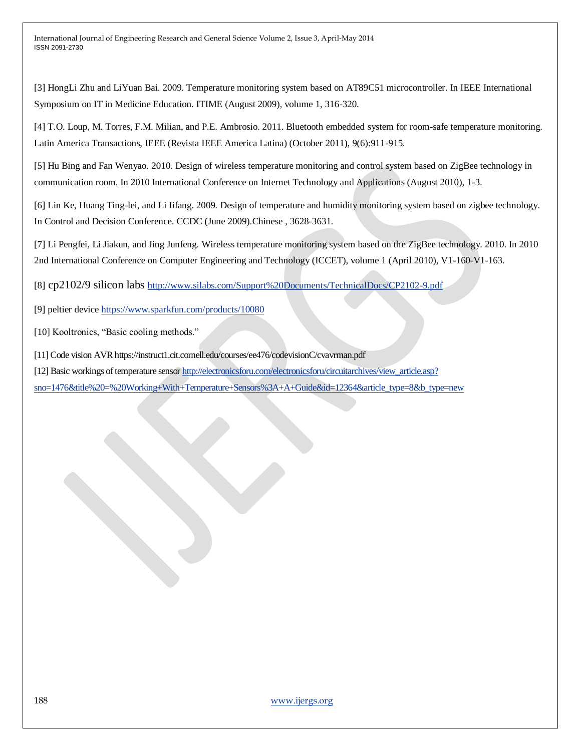[3] HongLi Zhu and LiYuan Bai. 2009. Temperature monitoring system based on AT89C51 microcontroller. In IEEE International Symposium on IT in Medicine Education. ITIME (August 2009), volume 1, 316-320.

[4] T.O. Loup, M. Torres, F.M. Milian, and P.E. Ambrosio. 2011. Bluetooth embedded system for room-safe temperature monitoring. Latin America Transactions, IEEE (Revista IEEE America Latina) (October 2011), 9(6):911-915.

[5] Hu Bing and Fan Wenyao. 2010. Design of wireless temperature monitoring and control system based on ZigBee technology in communication room. In 2010 International Conference on Internet Technology and Applications (August 2010), 1-3.

[6] Lin Ke, Huang Ting-lei, and Li Iifang. 2009. Design of temperature and humidity monitoring system based on zigbee technology. In Control and Decision Conference. CCDC (June 2009).Chinese , 3628-3631.

[7] Li Pengfei, Li Jiakun, and Jing Junfeng. Wireless temperature monitoring system based on the ZigBee technology. 2010. In 2010 2nd International Conference on Computer Engineering and Technology (ICCET), volume 1 (April 2010), V1-160-V1-163.

[8] cp2102/9 silicon labs http://www.silabs.com/Support%20Documents/TechnicalDocs/CP2102-9.pdf

[9] peltier device https://www.sparkfun.com/products/10080

[10] Kooltronics, "Basic cooling methods."

[11] Code vision AVR https://instruct1.cit.cornell.edu/courses/ee476/codevisionC/cvavrman.pdf

[12] Basic workings of temperature sensor http://electronicsforu.com/electronicsforu/circuitarchives/view_article.asp?sno=1476&title%20=%20Working+With+Temperature+Sensors%3A+A+Guide&id=12364&article_type=8&b_type=new